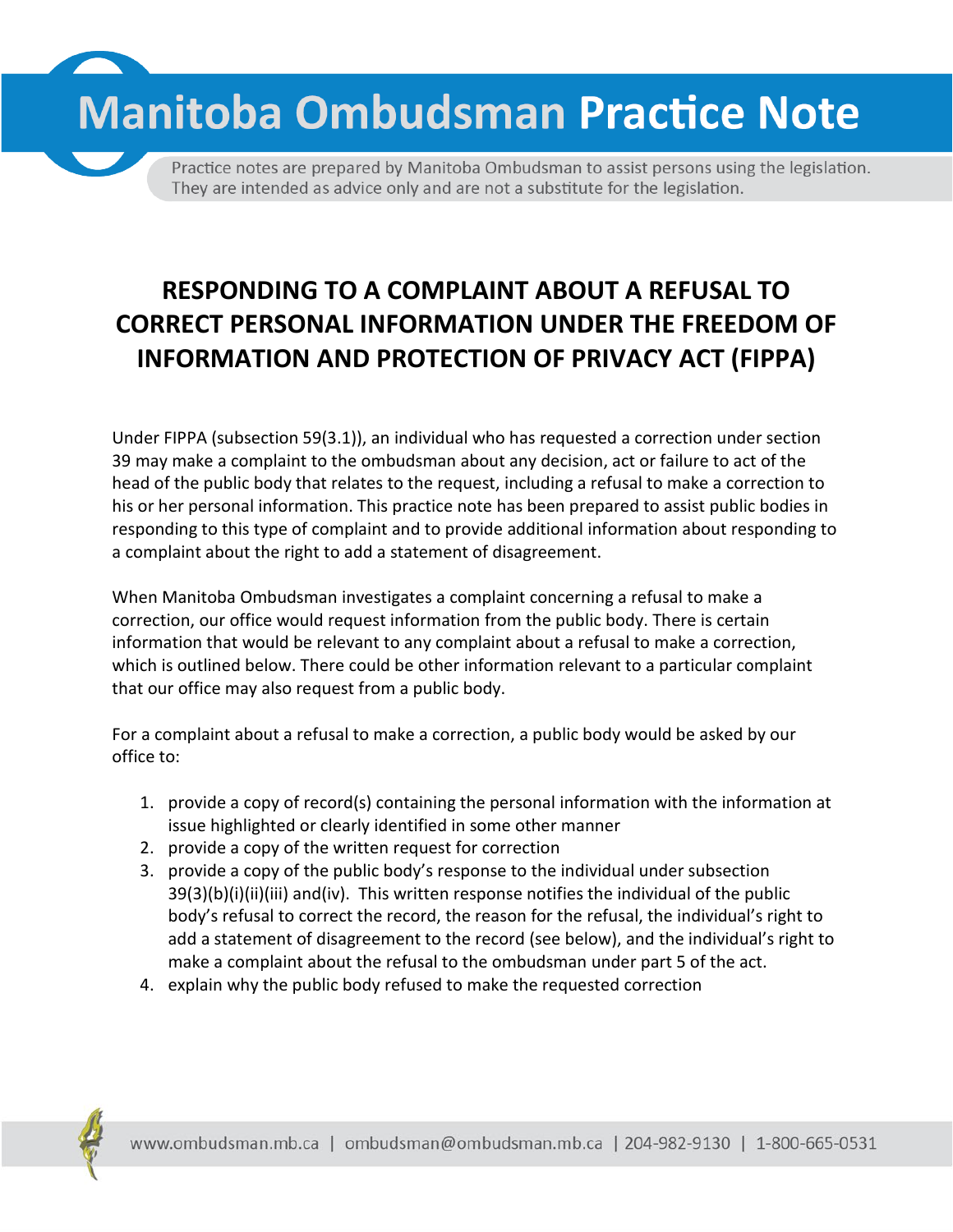# Manitoba Ombudsman Practice Note

Practice notes are prepared by Manitoba Ombudsman to assist persons using the legislation. They are intended as advice only and are not a substitute for the legislation.

## RESPONDING TO A COMPLAINT ABOUT A REFUSAL TO CORRECT PERSONAL INFORMATION UNDER THE FREEDOM OF INFORMATION AND PROTECTION OF PRIVACY ACT (FIPPA)

Under FIPPA (subsection 59(3.1)), an individual who has requested a correction under section 39 may make a complaint to the ombudsman about any decision, act or failure to act of the head of the public body that relates to the request, including a refusal to make a correction to his or her personal information. This practice note has been prepared to assist public bodies in responding to this type of complaint and to provide additional information about responding to a complaint about the right to add a statement of disagreement.

When Manitoba Ombudsman investigates a complaint concerning a refusal to make a correction, our office would request information from the public body. There is certain information that would be relevant to any complaint about a refusal to make a correction, which is outlined below. There could be other information relevant to a particular complaint that our office may also request from a public body.

For a complaint about a refusal to make a correction, a public body would be asked by our office to:

1. provide a copy of record(s) containing the personal information with the information at issue highlighted or clearly identified in some other manner
2. provide a copy of the written request for correction
3. provide a copy of the public body's response to the individual under subsection 39(3)(b)(i)(ii)(iii) and(iv). This written response notifies the individual of the public body's refusal to correct the record, the reason for the refusal, the individual's right to add a statement of disagreement to the record (see below), and the individual's right to make a complaint about the refusal to the ombudsman under part 5 of the act.
4. explain why the public body refused to make the requested correction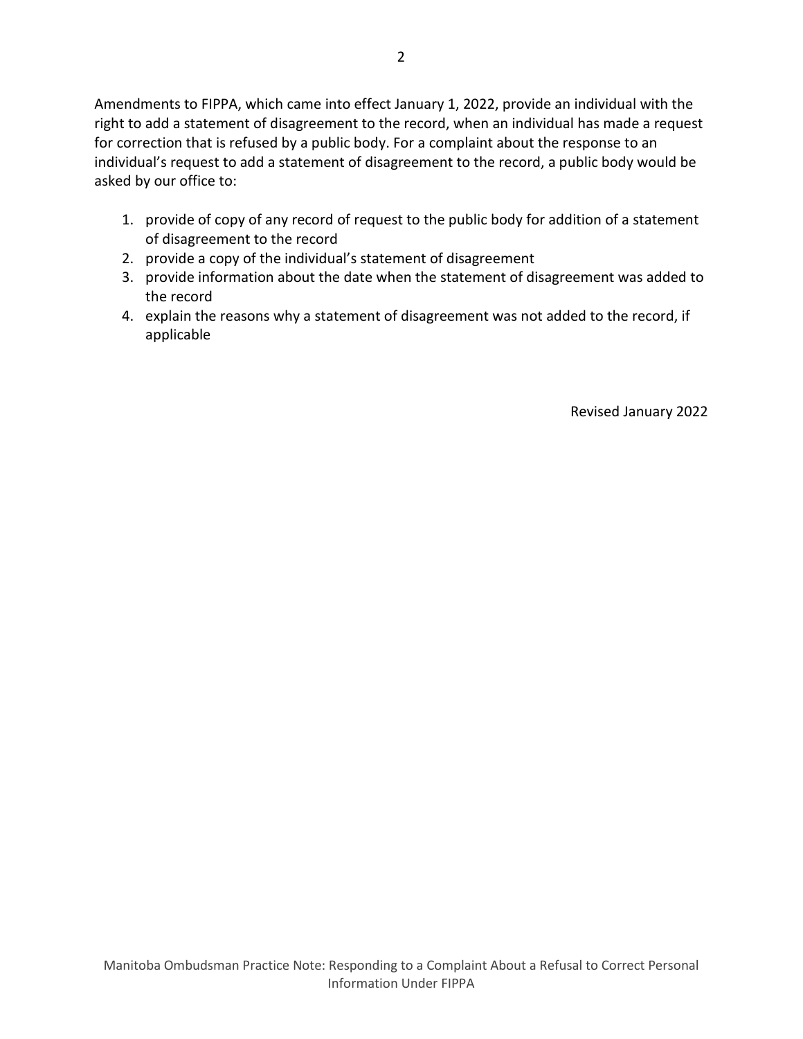Amendments to FIPPA, which came into effect January 1, 2022, provide an individual with the right to add a statement of disagreement to the record, when an individual has made a request for correction that is refused by a public body. For a complaint about the response to an individual's request to add a statement of disagreement to the record, a public body would be asked by our office to:

1. provide of copy of any record of request to the public body for addition of a statement of disagreement to the record
2. provide a copy of the individual's statement of disagreement
3. provide information about the date when the statement of disagreement was added to the record
4. explain the reasons why a statement of disagreement was not added to the record, if applicable

Revised January 2022